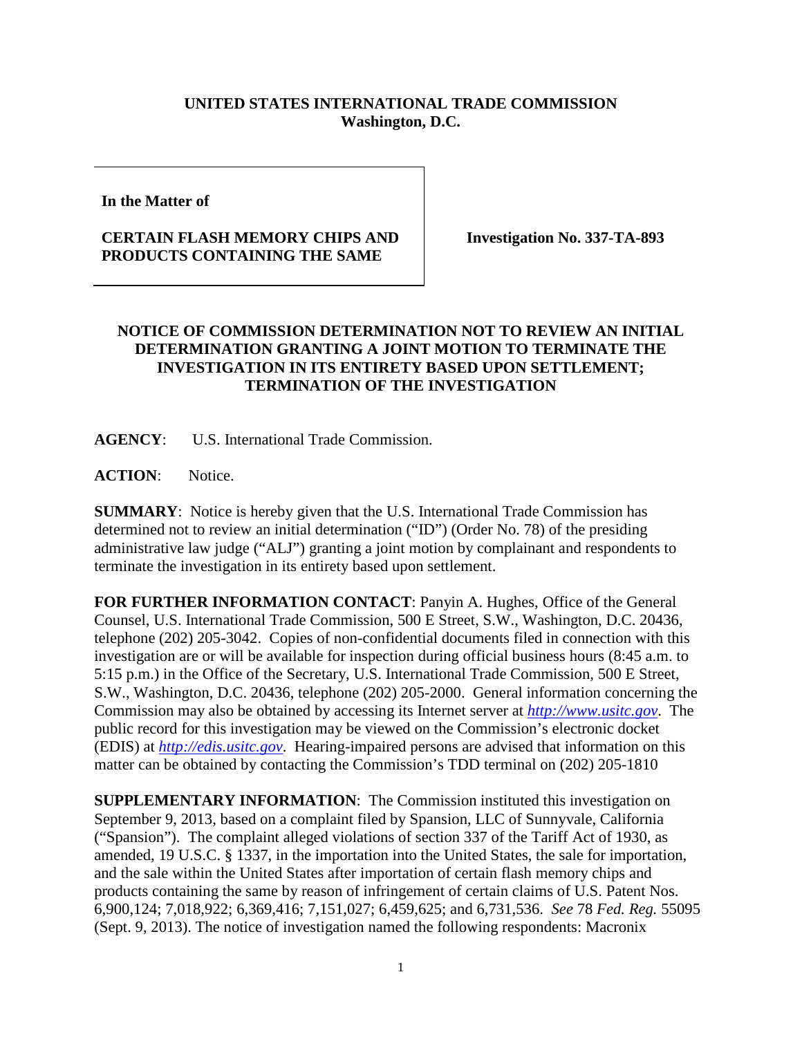**UNITED STATES INTERNATIONAL TRADE COMMISSION**
**Washington, D.C.**

| **In the Matter of**<br><br>**CERTAIN FLASH MEMORY CHIPS AND PRODUCTS CONTAINING THE SAME** | **Investigation No. 337-TA-893** |
|---|---|

## NOTICE OF COMMISSION DETERMINATION NOT TO REVIEW AN INITIAL DETERMINATION GRANTING A JOINT MOTION TO TERMINATE THE INVESTIGATION IN ITS ENTIRETY BASED UPON SETTLEMENT; TERMINATION OF THE INVESTIGATION

**AGENCY**: U.S. International Trade Commission.

**ACTION**: Notice.

**SUMMARY**: Notice is hereby given that the U.S. International Trade Commission has determined not to review an initial determination ("ID") (Order No. 78) of the presiding administrative law judge ("ALJ") granting a joint motion by complainant and respondents to terminate the investigation in its entirety based upon settlement.

**FOR FURTHER INFORMATION CONTACT**: Panyin A. Hughes, Office of the General Counsel, U.S. International Trade Commission, 500 E Street, S.W., Washington, D.C. 20436, telephone (202) 205-3042. Copies of non-confidential documents filed in connection with this investigation are or will be available for inspection during official business hours (8:45 a.m. to 5:15 p.m.) in the Office of the Secretary, U.S. International Trade Commission, 500 E Street, S.W., Washington, D.C. 20436, telephone (202) 205-2000. General information concerning the Commission may also be obtained by accessing its Internet server at *http://www.usitc.gov*. The public record for this investigation may be viewed on the Commission's electronic docket (EDIS) at *http://edis.usitc.gov*. Hearing-impaired persons are advised that information on this matter can be obtained by contacting the Commission's TDD terminal on (202) 205-1810

**SUPPLEMENTARY INFORMATION**: The Commission instituted this investigation on September 9, 2013, based on a complaint filed by Spansion, LLC of Sunnyvale, California ("Spansion"). The complaint alleged violations of section 337 of the Tariff Act of 1930, as amended, 19 U.S.C. § 1337, in the importation into the United States, the sale for importation, and the sale within the United States after importation of certain flash memory chips and products containing the same by reason of infringement of certain claims of U.S. Patent Nos. 6,900,124; 7,018,922; 6,369,416; 7,151,027; 6,459,625; and 6,731,536. *See* 78 *Fed. Reg.* 55095 (Sept. 9, 2013). The notice of investigation named the following respondents: Macronix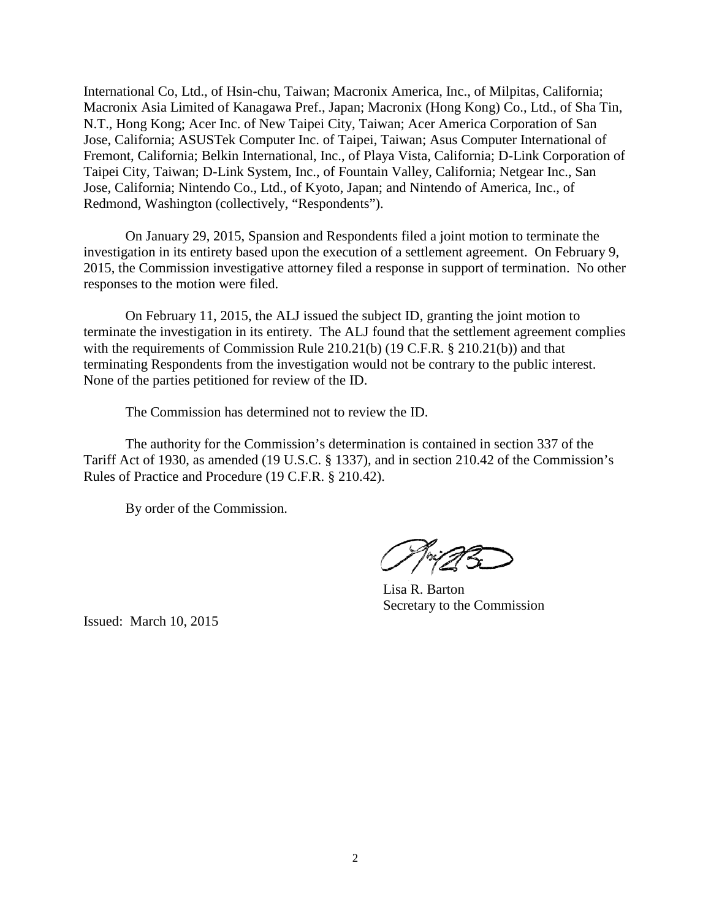International Co, Ltd., of Hsin-chu, Taiwan; Macronix America, Inc., of Milpitas, California; Macronix Asia Limited of Kanagawa Pref., Japan; Macronix (Hong Kong) Co., Ltd., of Sha Tin, N.T., Hong Kong; Acer Inc. of New Taipei City, Taiwan; Acer America Corporation of San Jose, California; ASUSTek Computer Inc. of Taipei, Taiwan; Asus Computer International of Fremont, California; Belkin International, Inc., of Playa Vista, California; D-Link Corporation of Taipei City, Taiwan; D-Link System, Inc., of Fountain Valley, California; Netgear Inc., San Jose, California; Nintendo Co., Ltd., of Kyoto, Japan; and Nintendo of America, Inc., of Redmond, Washington (collectively, "Respondents").

On January 29, 2015, Spansion and Respondents filed a joint motion to terminate the investigation in its entirety based upon the execution of a settlement agreement. On February 9, 2015, the Commission investigative attorney filed a response in support of termination. No other responses to the motion were filed.

On February 11, 2015, the ALJ issued the subject ID, granting the joint motion to terminate the investigation in its entirety. The ALJ found that the settlement agreement complies with the requirements of Commission Rule 210.21(b) (19 C.F.R. § 210.21(b)) and that terminating Respondents from the investigation would not be contrary to the public interest. None of the parties petitioned for review of the ID.

The Commission has determined not to review the ID.

The authority for the Commission's determination is contained in section 337 of the Tariff Act of 1930, as amended (19 U.S.C. § 1337), and in section 210.42 of the Commission's Rules of Practice and Procedure (19 C.F.R. § 210.42).

By order of the Commission.

Lisa R. Barton
Secretary to the Commission

Issued: March 10, 2015